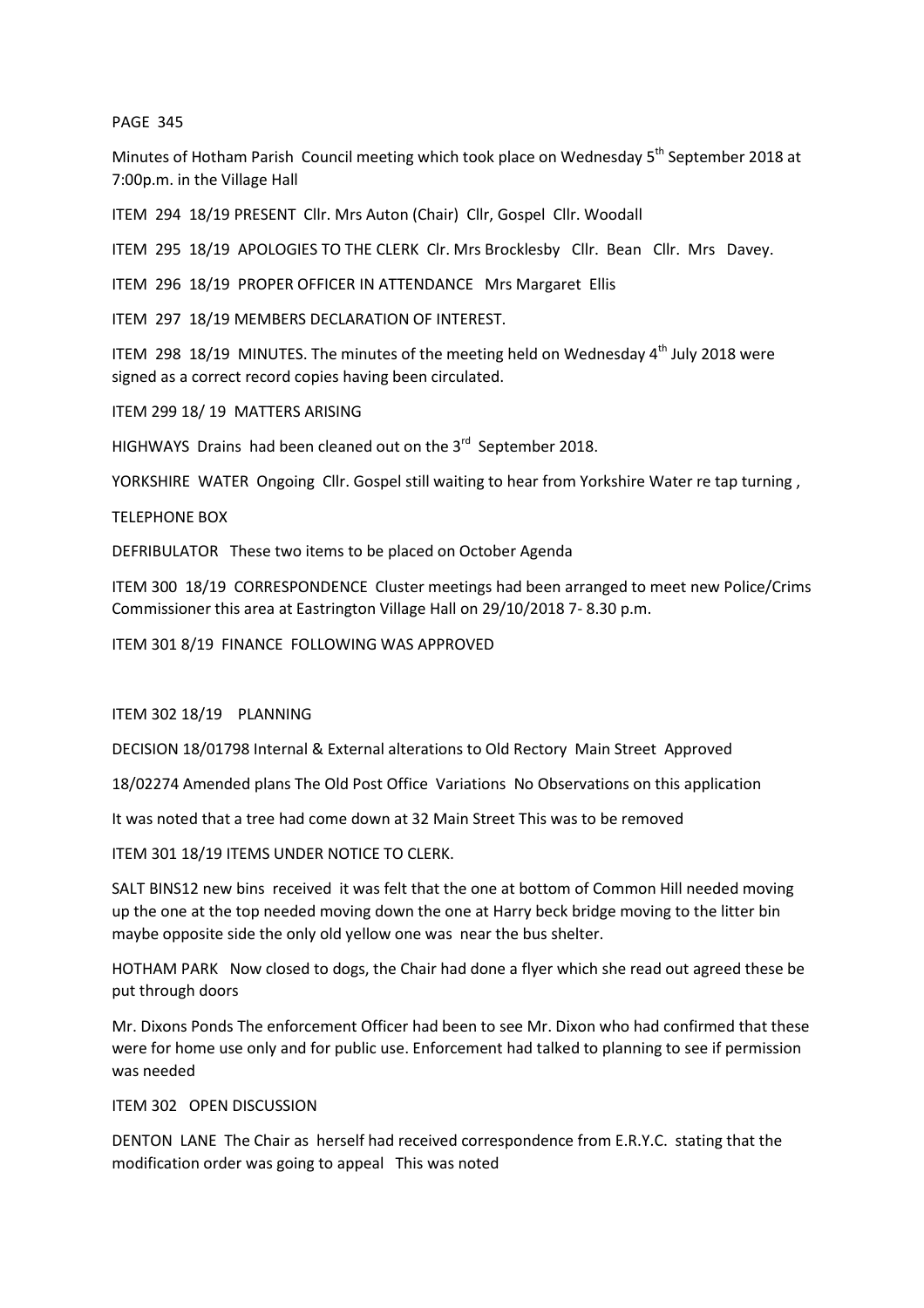PAGE 345

Minutes of Hotham Parish Council meeting which took place on Wednesday 5th September 2018 at 7:00p.m. in the Village Hall

ITEM 294 18/19 PRESENT Cllr. Mrs Auton (Chair) Cllr, Gospel Cllr. Woodall

ITEM 295 18/19 APOLOGIES TO THE CLERK Clr. Mrs Brocklesby Cllr. Bean Cllr. Mrs Davey.

ITEM 296 18/19 PROPER OFFICER IN ATTENDANCE Mrs Margaret Ellis

ITEM 297 18/19 MEMBERS DECLARATION OF INTEREST.

ITEM 298 18/19 MINUTES. The minutes of the meeting held on Wednesday 4th July 2018 were signed as a correct record copies having been circulated.

ITEM 299 18/ 19 MATTERS ARISING

HIGHWAYS Drains had been cleaned out on the 3rd September 2018.

YORKSHIRE WATER Ongoing Cllr. Gospel still waiting to hear from Yorkshire Water re tap turning ,

TELEPHONE BOX

DEFRIBULATOR These two items to be placed on October Agenda

ITEM 300 18/19 CORRESPONDENCE Cluster meetings had been arranged to meet new Police/Crims Commissioner this area at Eastrington Village Hall on 29/10/2018 7- 8.30 p.m.

ITEM 301 8/19 FINANCE FOLLOWING WAS APPROVED

ITEM 302 18/19 PLANNING

DECISION 18/01798 Internal & External alterations to Old Rectory Main Street Approved

18/02274 Amended plans The Old Post Office Variations No Observations on this application

It was noted that a tree had come down at 32 Main Street This was to be removed

ITEM 301 18/19 ITEMS UNDER NOTICE TO CLERK.

SALT BINS12 new bins received it was felt that the one at bottom of Common Hill needed moving up the one at the top needed moving down the one at Harry beck bridge moving to the litter bin maybe opposite side the only old yellow one was near the bus shelter.

HOTHAM PARK Now closed to dogs, the Chair had done a flyer which she read out agreed these be put through doors

Mr. Dixons Ponds The enforcement Officer had been to see Mr. Dixon who had confirmed that these were for home use only and for public use. Enforcement had talked to planning to see if permission was needed

ITEM 302 OPEN DISCUSSION

DENTON LANE The Chair as herself had received correspondence from E.R.Y.C. stating that the modification order was going to appeal This was noted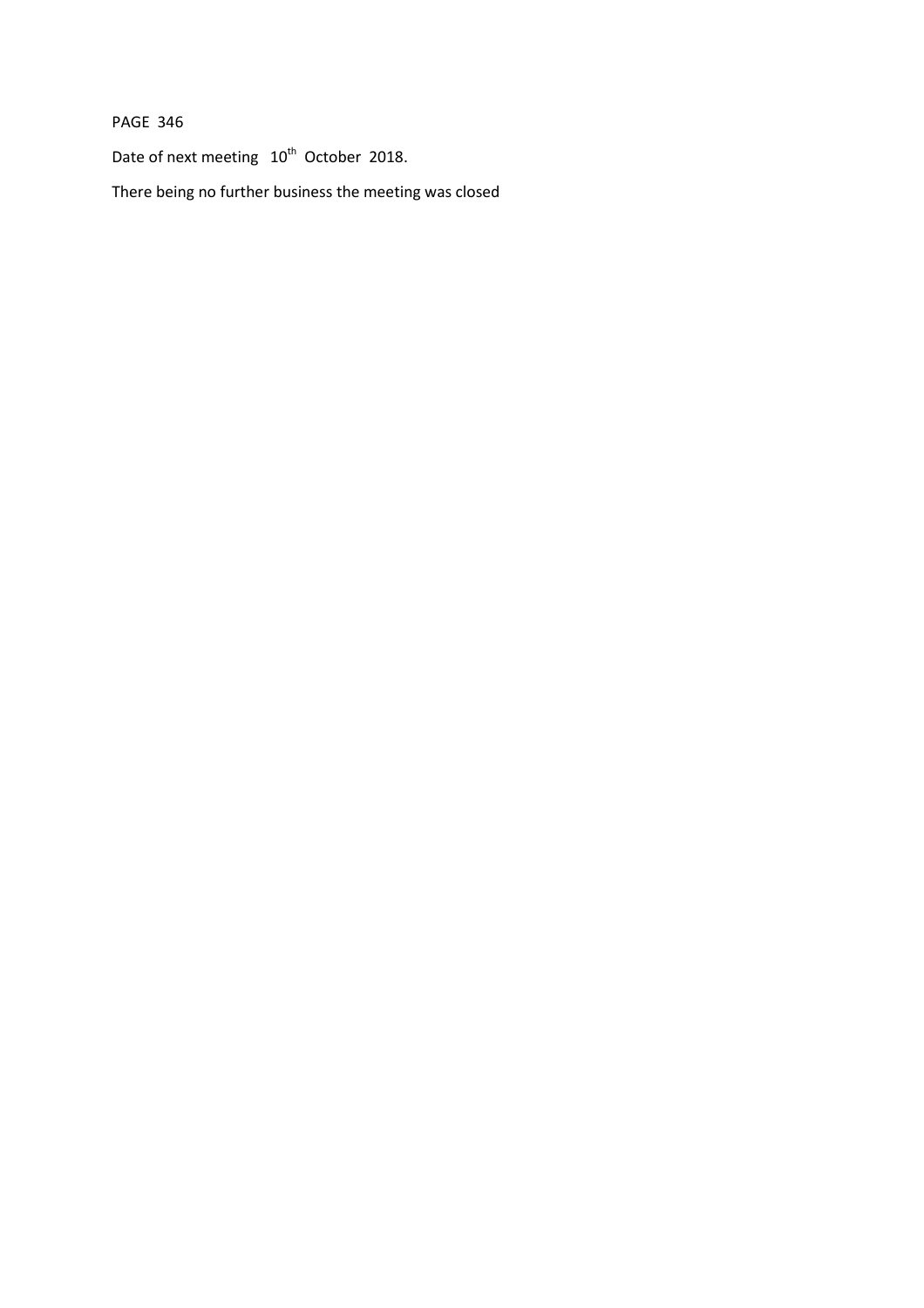Date of next meeting 10th October 2018.

There being no further business the meeting was closed